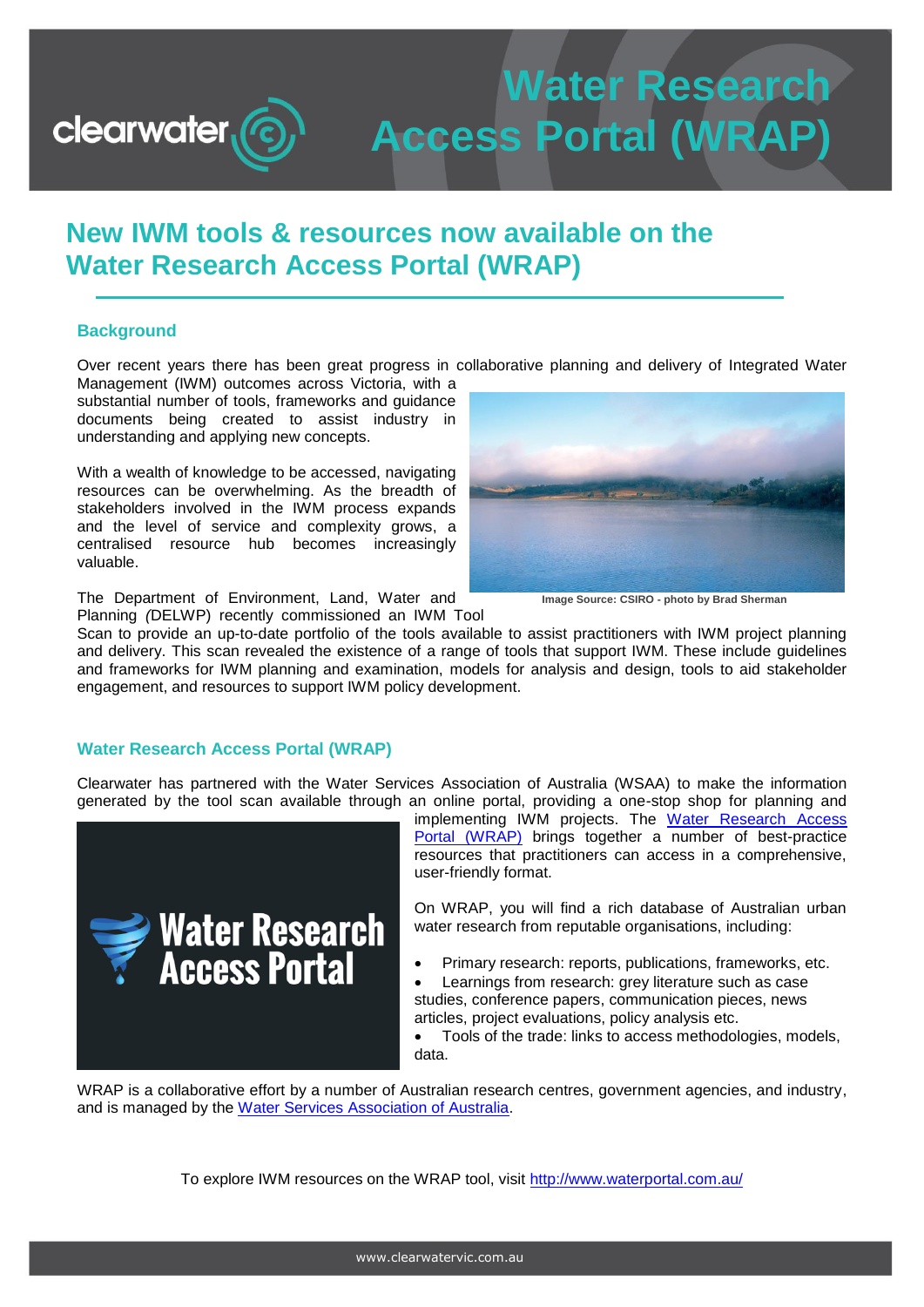# Water Research Access Portal (WRAP)

## New IWM tools & resources now available on the Water Research Access Portal (WRAP)

### Background

Over recent years there has been great progress in collaborative planning and delivery of Integrated Water Management (IWM) outcomes across Victoria, with a substantial number of tools, frameworks and guidance documents being created to assist industry in understanding and applying new concepts.

With a wealth of knowledge to be accessed, navigating resources can be overwhelming. As the breadth of stakeholders involved in the IWM process expands and the level of service and complexity grows, a centralised resource hub becomes increasingly valuable.

Image Source: CSIRO - photo by Brad Sherman

The Department of Environment, Land, Water and Planning *(*DELWP) recently commissioned an IWM Tool Scan to provide an up-to-date portfolio of the tools available to assist practitioners with IWM project planning and delivery. This scan revealed the existence of a range of tools that support IWM. These include guidelines and frameworks for IWM planning and examination, models for analysis and design, tools to aid stakeholder engagement, and resources to support IWM policy development.

### Water Research Access Portal (WRAP)

Clearwater has partnered with the Water Services Association of Australia (WSAA) to make the information generated by the tool scan available through an online portal, providing a one-stop shop for planning and implementing IWM projects. The [Water Research Access Portal (WRAP)](http://www.waterportal.com.au/) brings together a number of best-practice resources that practitioners can access in a comprehensive, user-friendly format.

On WRAP, you will find a rich database of Australian urban water research from reputable organisations, including:

- Primary research: reports, publications, frameworks, etc.
- Learnings from research: grey literature such as case studies, conference papers, communication pieces, news articles, project evaluations, policy analysis etc.
- Tools of the trade: links to access methodologies, models, data.

WRAP is a collaborative effort by a number of Australian research centres, government agencies, and industry, and is managed by the [Water Services Association of Australia](https://www.wsaa.asn.au/).

To explore IWM resources on the WRAP tool, visit [http://www.waterportal.com.au/](http://www.waterportal.com.au/)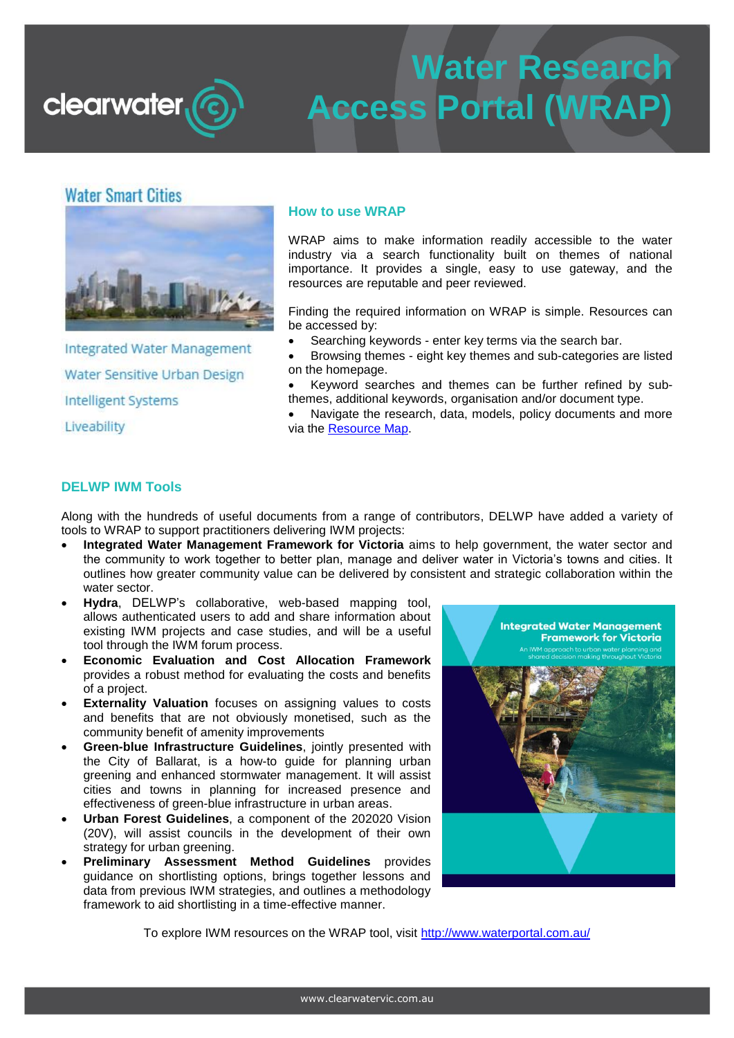# Water Research Access Portal (WRAP)

## Water Smart Cities

Integrated Water Management

Water Sensitive Urban Design

Intelligent Systems

Liveability

### How to use WRAP

WRAP aims to make information readily accessible to the water industry via a search functionality built on themes of national importance. It provides a single, easy to use gateway, and the resources are reputable and peer reviewed.

Finding the required information on WRAP is simple. Resources can be accessed by:

- Searching keywords - enter key terms via the search bar.
- Browsing themes - eight key themes and sub-categories are listed on the homepage.
- Keyword searches and themes can be further refined by sub-themes, additional keywords, organisation and/or document type.
- Navigate the research, data, models, policy documents and more via the Resource Map.

### DELWP IWM Tools

Along with the hundreds of useful documents from a range of contributors, DELWP have added a variety of tools to WRAP to support practitioners delivering IWM projects:

- **Integrated Water Management Framework for Victoria** aims to help government, the water sector and the community to work together to better plan, manage and deliver water in Victoria's towns and cities. It outlines how greater community value can be delivered by consistent and strategic collaboration within the water sector.
- **Hydra**, DELWP's collaborative, web-based mapping tool, allows authenticated users to add and share information about existing IWM projects and case studies, and will be a useful tool through the IWM forum process.
- **Economic Evaluation and Cost Allocation Framework** provides a robust method for evaluating the costs and benefits of a project.
- **Externality Valuation** focuses on assigning values to costs and benefits that are not obviously monetised, such as the community benefit of amenity improvements
- **Green-blue Infrastructure Guidelines**, jointly presented with the City of Ballarat, is a how-to guide for planning urban greening and enhanced stormwater management. It will assist cities and towns in planning for increased presence and effectiveness of green-blue infrastructure in urban areas.
- **Urban Forest Guidelines**, a component of the 202020 Vision (20V), will assist councils in the development of their own strategy for urban greening.
- **Preliminary Assessment Method Guidelines** provides guidance on shortlisting options, brings together lessons and data from previous IWM strategies, and outlines a methodology framework to aid shortlisting in a time-effective manner.

Integrated Water Management Framework for Victoria

An IWM approach to urban water planning and shared decision making throughout Victoria

To explore IWM resources on the WRAP tool, visit http://www.waterportal.com.au/